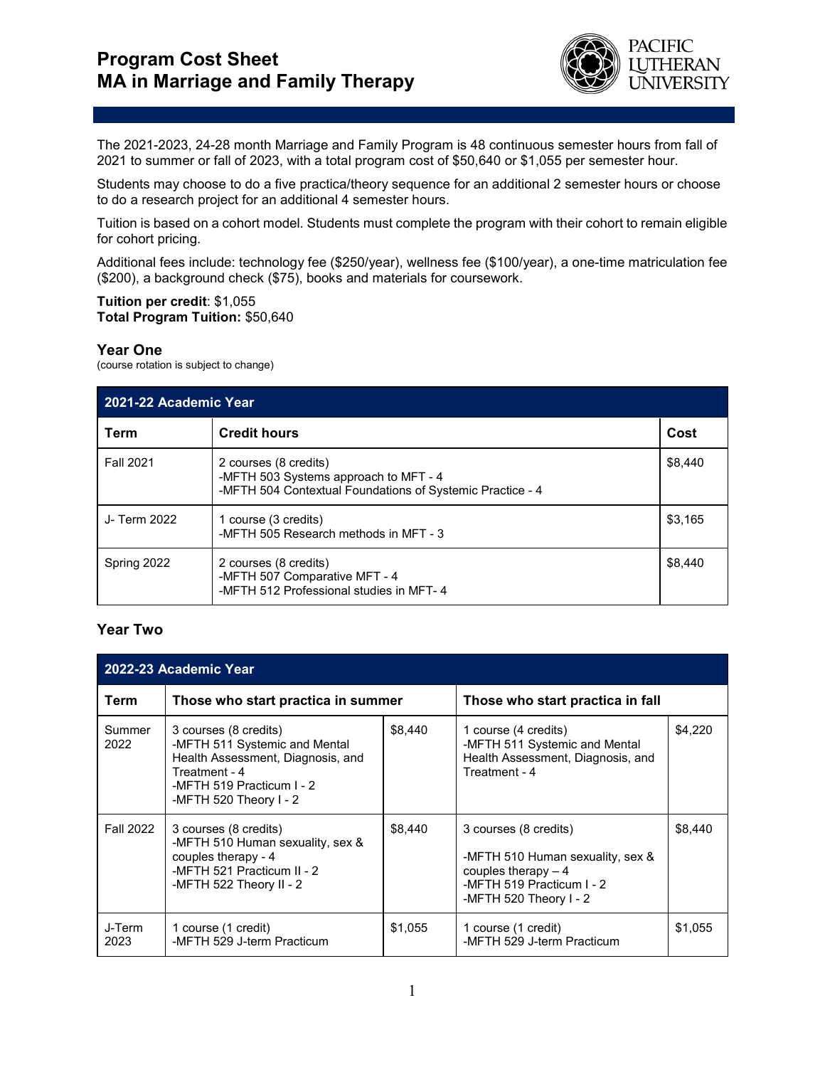# Program Cost Sheet
# MA in Marriage and Family Therapy

The 2021-2023, 24-28 month Marriage and Family Program is 48 continuous semester hours from fall of 2021 to summer or fall of 2023, with a total program cost of $50,640 or $1,055 per semester hour.

Students may choose to do a five practica/theory sequence for an additional 2 semester hours or choose to do a research project for an additional 4 semester hours.

Tuition is based on a cohort model. Students must complete the program with their cohort to remain eligible for cohort pricing.

Additional fees include: technology fee ($250/year), wellness fee ($100/year), a one-time matriculation fee ($200), a background check ($75), books and materials for coursework.

**Tuition per credit**: $1,055
**Total Program Tuition:** $50,640

### Year One

(course rotation is subject to change)

| 2021-22 Academic Year | | |
|---|---|---|
| **Term** | **Credit hours** | **Cost** |
| Fall 2021 | 2 courses (8 credits)<br>-MFTH 503 Systems approach to MFT - 4<br>-MFTH 504 Contextual Foundations of Systemic Practice - 4 | $8,440 |
| J- Term 2022 | 1 course (3 credits)<br>-MFTH 505 Research methods in MFT - 3 | $3,165 |
| Spring 2022 | 2 courses (8 credits)<br>-MFTH 507 Comparative MFT - 4<br>-MFTH 512 Professional studies in MFT- 4 | $8,440 |

### Year Two

| 2022-23 Academic Year | | | | |
|---|---|---|---|---|
| **Term** | **Those who start practica in summer** | | **Those who start practica in fall** | |
| Summer 2022 | 3 courses (8 credits)<br>-MFTH 511 Systemic and Mental Health Assessment, Diagnosis, and Treatment - 4<br>-MFTH 519 Practicum I - 2<br>-MFTH 520 Theory I - 2 | $8,440 | 1 course (4 credits)<br>-MFTH 511 Systemic and Mental Health Assessment, Diagnosis, and Treatment - 4 | $4,220 |
| Fall 2022 | 3 courses (8 credits)<br>-MFTH 510 Human sexuality, sex & couples therapy - 4<br>-MFTH 521 Practicum II - 2<br>-MFTH 522 Theory II - 2 | $8,440 | 3 courses (8 credits)<br><br>-MFTH 510 Human sexuality, sex & couples therapy – 4<br>-MFTH 519 Practicum I - 2<br>-MFTH 520 Theory I - 2 | $8,440 |
| J-Term 2023 | 1 course (1 credit)<br>-MFTH 529 J-term Practicum | $1,055 | 1 course (1 credit)<br>-MFTH 529 J-term Practicum | $1,055 |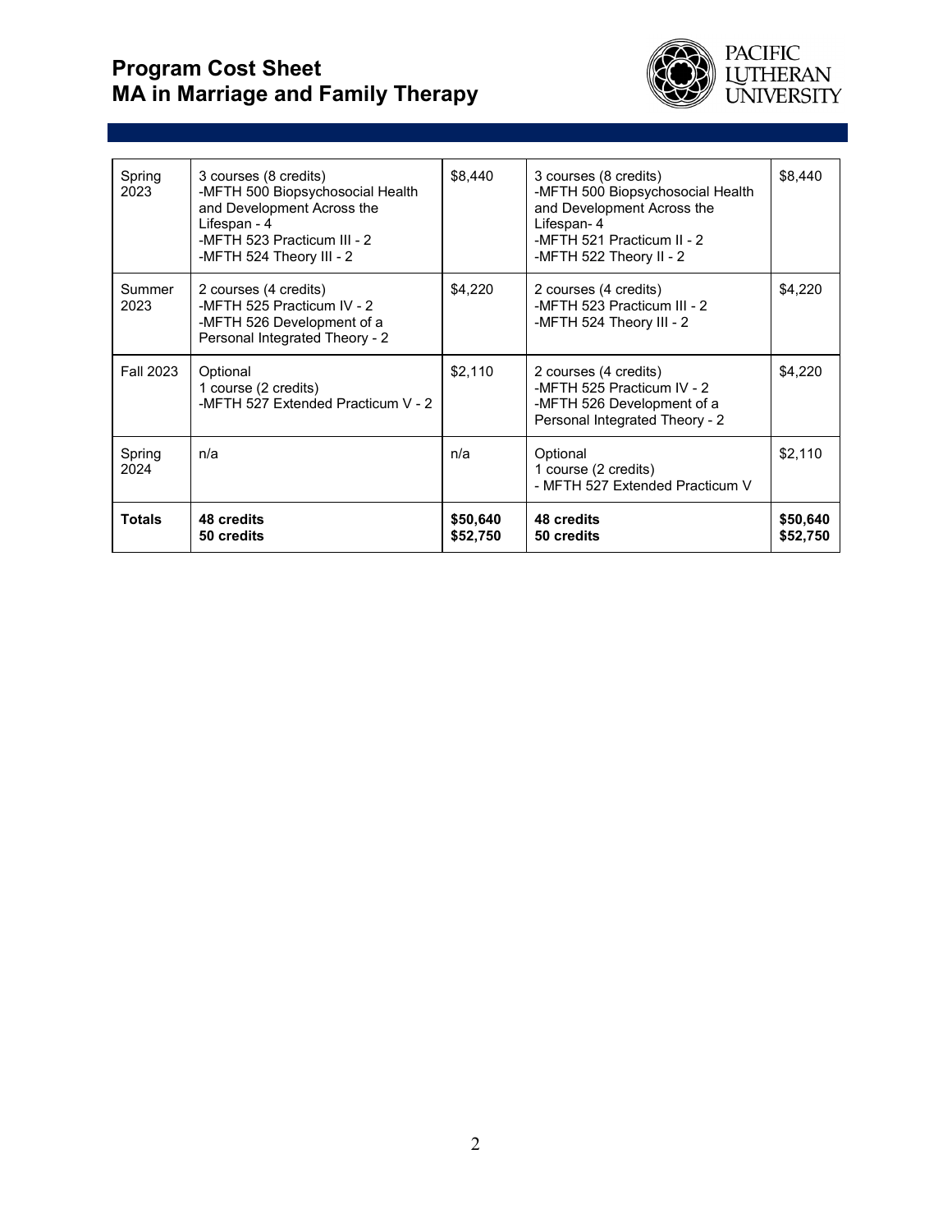# Program Cost Sheet
# MA in Marriage and Family Therapy

| | | | | |
|---|---|---|---|---|
| Spring 2023 | 3 courses (8 credits)<br>-MFTH 500 Biopsychosocial Health and Development Across the Lifespan - 4<br>-MFTH 523 Practicum III - 2<br>-MFTH 524 Theory III - 2 | $8,440 | 3 courses (8 credits)<br>-MFTH 500 Biopsychosocial Health and Development Across the Lifespan- 4<br>-MFTH 521 Practicum II - 2<br>-MFTH 522 Theory II - 2 | $8,440 |
| Summer 2023 | 2 courses (4 credits)<br>-MFTH 525 Practicum IV - 2<br>-MFTH 526 Development of a Personal Integrated Theory - 2 | $4,220 | 2 courses (4 credits)<br>-MFTH 523 Practicum III - 2<br>-MFTH 524 Theory III - 2 | $4,220 |
| Fall 2023 | Optional<br>1 course (2 credits)<br>-MFTH 527 Extended Practicum V - 2 | $2,110 | 2 courses (4 credits)<br>-MFTH 525 Practicum IV - 2<br>-MFTH 526 Development of a Personal Integrated Theory - 2 | $4,220 |
| Spring 2024 | n/a | n/a | Optional<br>1 course (2 credits)<br>- MFTH 527 Extended Practicum V | $2,110 |
| **Totals** | **48 credits**<br>**50 credits** | **$50,640**<br>**$52,750** | **48 credits**<br>**50 credits** | **$50,640**<br>**$52,750** |